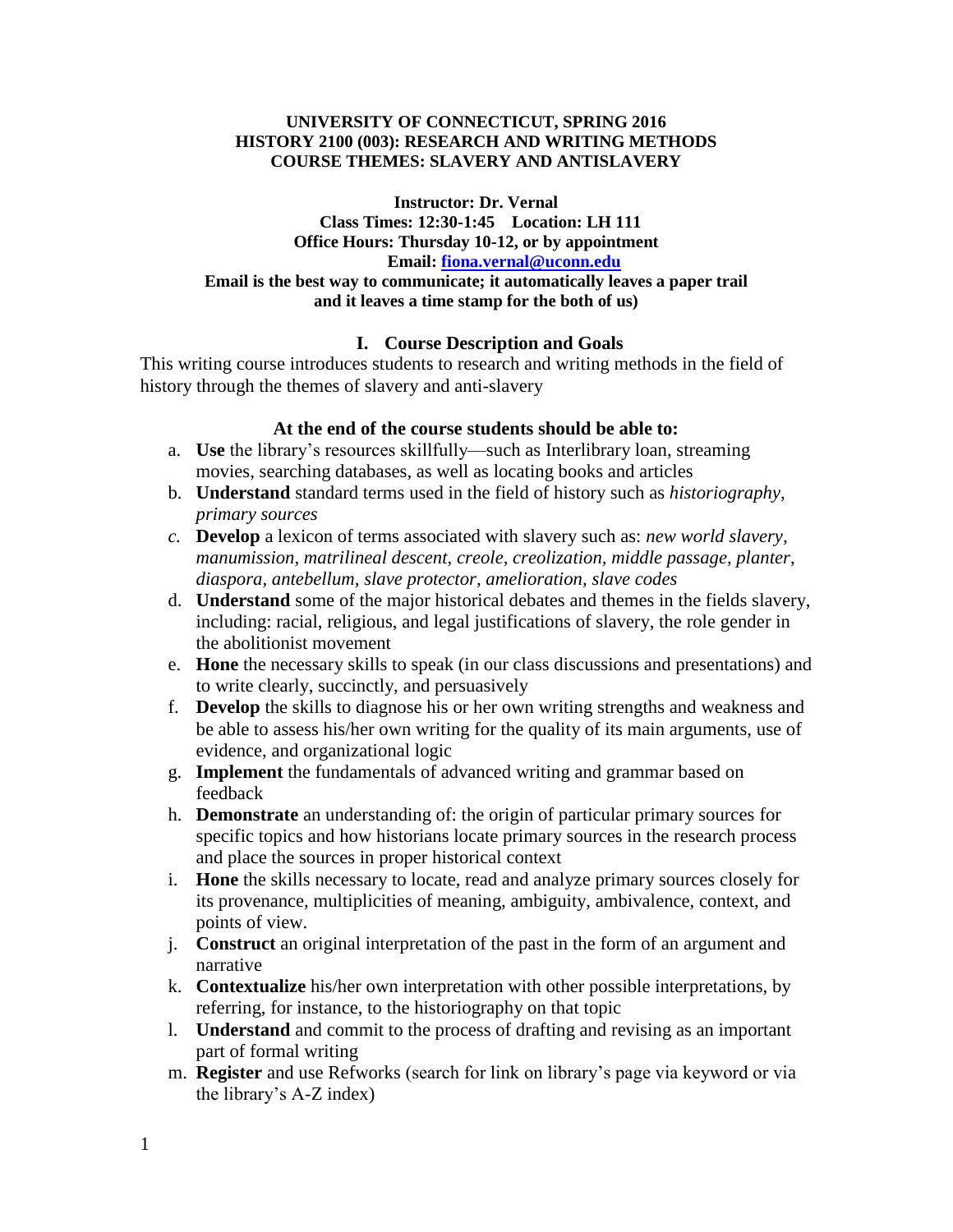**UNIVERSITY OF CONNECTICUT, SPRING 2016**
**HISTORY 2100 (003): RESEARCH AND WRITING METHODS**
**COURSE THEMES: SLAVERY AND ANTISLAVERY**

**Instructor: Dr. Vernal**
**Class Times: 12:30-1:45 Location: LH 111**
**Office Hours: Thursday 10-12, or by appointment**
**Email: [fiona.vernal@uconn.edu](mailto:fiona.vernal@uconn.edu)**
**Email is the best way to communicate; it automatically leaves a paper trail and it leaves a time stamp for the both of us)**

## I. Course Description and Goals

This writing course introduces students to research and writing methods in the field of history through the themes of slavery and anti-slavery

### At the end of the course students should be able to:

a. **Use** the library's resources skillfully—such as Interlibrary loan, streaming movies, searching databases, as well as locating books and articles
b. **Understand** standard terms used in the field of history such as *historiography, primary sources*
c. **Develop** a lexicon of terms associated with slavery such as: *new world slavery, manumission, matrilineal descent, creole, creolization, middle passage, planter, diaspora, antebellum, slave protector, amelioration, slave codes*
d. **Understand** some of the major historical debates and themes in the fields slavery, including: racial, religious, and legal justifications of slavery, the role gender in the abolitionist movement
e. **Hone** the necessary skills to speak (in our class discussions and presentations) and to write clearly, succinctly, and persuasively
f. **Develop** the skills to diagnose his or her own writing strengths and weakness and be able to assess his/her own writing for the quality of its main arguments, use of evidence, and organizational logic
g. **Implement** the fundamentals of advanced writing and grammar based on feedback
h. **Demonstrate** an understanding of: the origin of particular primary sources for specific topics and how historians locate primary sources in the research process and place the sources in proper historical context
i. **Hone** the skills necessary to locate, read and analyze primary sources closely for its provenance, multiplicities of meaning, ambiguity, ambivalence, context, and points of view.
j. **Construct** an original interpretation of the past in the form of an argument and narrative
k. **Contextualize** his/her own interpretation with other possible interpretations, by referring, for instance, to the historiography on that topic
l. **Understand** and commit to the process of drafting and revising as an important part of formal writing
m. **Register** and use Refworks (search for link on library's page via keyword or via the library's A-Z index)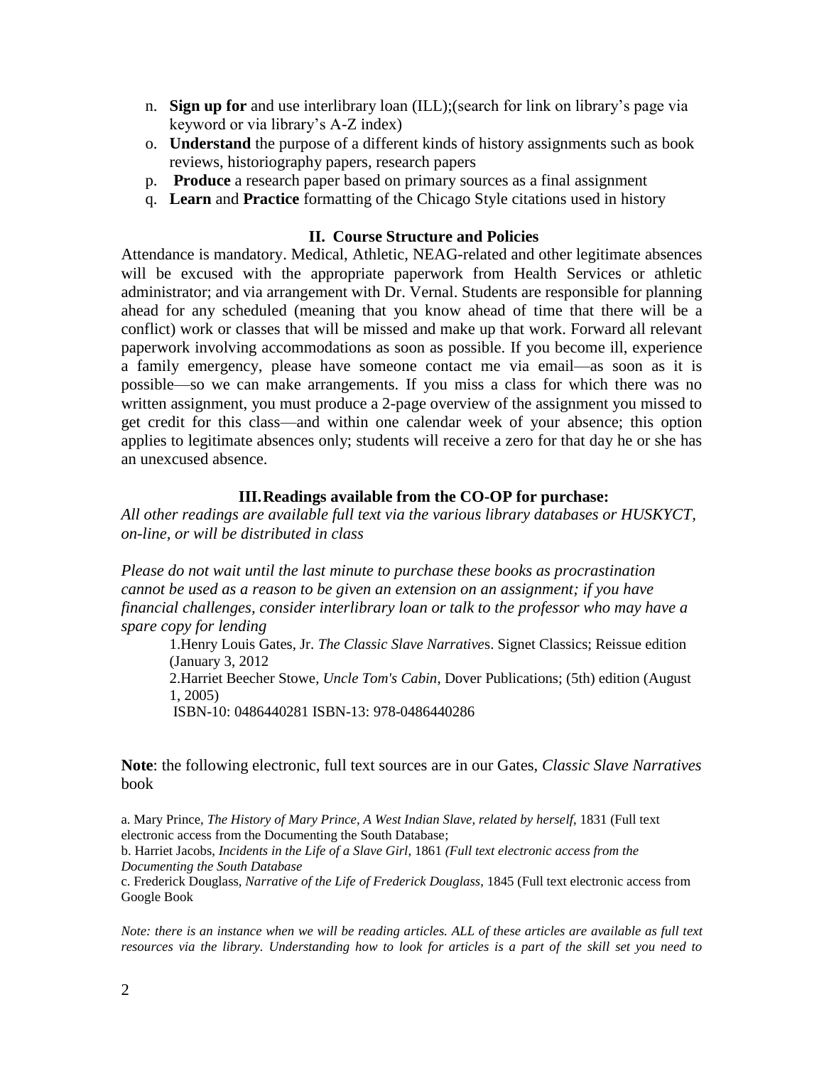n. **Sign up for** and use interlibrary loan (ILL);(search for link on library's page via keyword or via library's A-Z index)

o. **Understand** the purpose of a different kinds of history assignments such as book reviews, historiography papers, research papers

p. **Produce** a research paper based on primary sources as a final assignment

q. **Learn** and **Practice** formatting of the Chicago Style citations used in history

## II. Course Structure and Policies

Attendance is mandatory. Medical, Athletic, NEAG-related and other legitimate absences will be excused with the appropriate paperwork from Health Services or athletic administrator; and via arrangement with Dr. Vernal. Students are responsible for planning ahead for any scheduled (meaning that you know ahead of time that there will be a conflict) work or classes that will be missed and make up that work. Forward all relevant paperwork involving accommodations as soon as possible. If you become ill, experience a family emergency, please have someone contact me via email—as soon as it is possible—so we can make arrangements. If you miss a class for which there was no written assignment, you must produce a 2-page overview of the assignment you missed to get credit for this class—and within one calendar week of your absence; this option applies to legitimate absences only; students will receive a zero for that day he or she has an unexcused absence.

## III. Readings available from the CO-OP for purchase:

*All other readings are available full text via the various library databases or HUSKYCT, on-line, or will be distributed in class*

*Please do not wait until the last minute to purchase these books as procrastination cannot be used as a reason to be given an extension on an assignment; if you have financial challenges, consider interlibrary loan or talk to the professor who may have a spare copy for lending*

1.Henry Louis Gates, Jr. *The Classic Slave Narratives*. Signet Classics; Reissue edition (January 3, 2012

2.Harriet Beecher Stowe, *Uncle Tom's Cabin*, Dover Publications; (5th) edition (August 1, 2005)
ISBN-10: 0486440281 ISBN-13: 978-0486440286

**Note**: the following electronic, full text sources are in our Gates, *Classic Slave Narratives* book

a. Mary Prince, *The History of Mary Prince, A West Indian Slave, related by herself*, 1831 (Full text electronic access from the Documenting the South Database;

b. Harriet Jacobs, *Incidents in the Life of a Slave Girl*, 1861 *(Full text electronic access from the Documenting the South Database*

c. Frederick Douglass, *Narrative of the Life of Frederick Douglass*, 1845 (Full text electronic access from Google Book

*Note: there is an instance when we will be reading articles. ALL of these articles are available as full text resources via the library. Understanding how to look for articles is a part of the skill set you need to*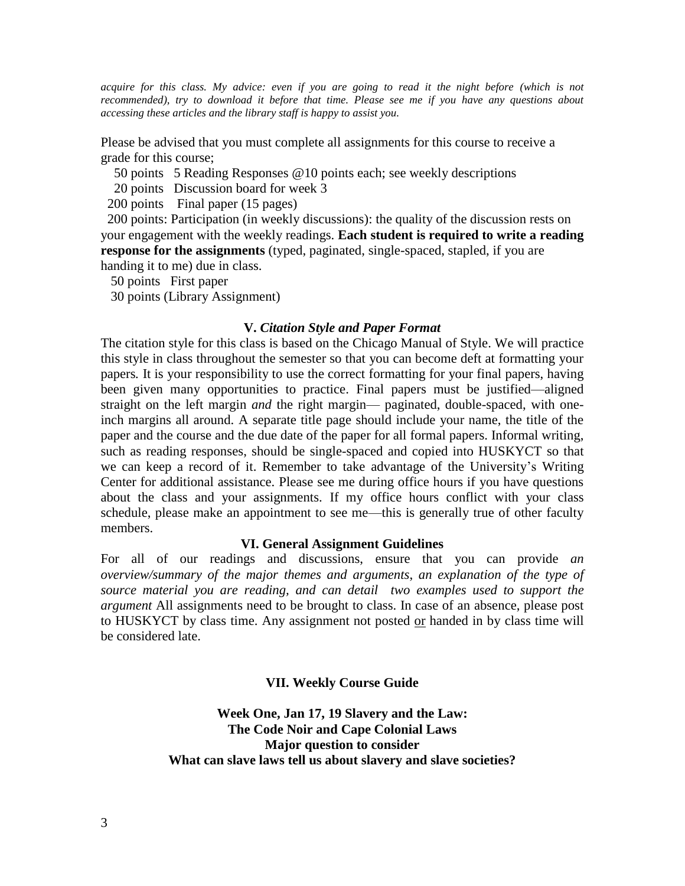*acquire for this class. My advice: even if you are going to read it the night before (which is not recommended), try to download it before that time. Please see me if you have any questions about accessing these articles and the library staff is happy to assist you.*

Please be advised that you must complete all assignments for this course to receive a grade for this course;

50 points 5 Reading Responses @10 points each; see weekly descriptions

20 points Discussion board for week 3

200 points Final paper (15 pages)

200 points: Participation (in weekly discussions): the quality of the discussion rests on your engagement with the weekly readings. **Each student is required to write a reading response for the assignments** (typed, paginated, single-spaced, stapled, if you are handing it to me) due in class.

50 points First paper

30 points (Library Assignment)

## V. *Citation Style and Paper Format*

The citation style for this class is based on the Chicago Manual of Style. We will practice this style in class throughout the semester so that you can become deft at formatting your papers. It is your responsibility to use the correct formatting for your final papers, having been given many opportunities to practice. Final papers must be justified—aligned straight on the left margin *and* the right margin— paginated, double-spaced, with one-inch margins all around. A separate title page should include your name, the title of the paper and the course and the due date of the paper for all formal papers. Informal writing, such as reading responses, should be single-spaced and copied into HUSKYCT so that we can keep a record of it. Remember to take advantage of the University's Writing Center for additional assistance. Please see me during office hours if you have questions about the class and your assignments. If my office hours conflict with your class schedule, please make an appointment to see me—this is generally true of other faculty members.

## VI. General Assignment Guidelines

For all of our readings and discussions, ensure that you can provide *an overview/summary of the major themes and arguments, an explanation of the type of source material you are reading, and can detail two examples used to support the argument* All assignments need to be brought to class. In case of an absence, please post to HUSKYCT by class time. Any assignment not posted or handed in by class time will be considered late.

## VII. Weekly Course Guide

**Week One, Jan 17, 19 Slavery and the Law:**
**The Code Noir and Cape Colonial Laws**
**Major question to consider**
**What can slave laws tell us about slavery and slave societies?**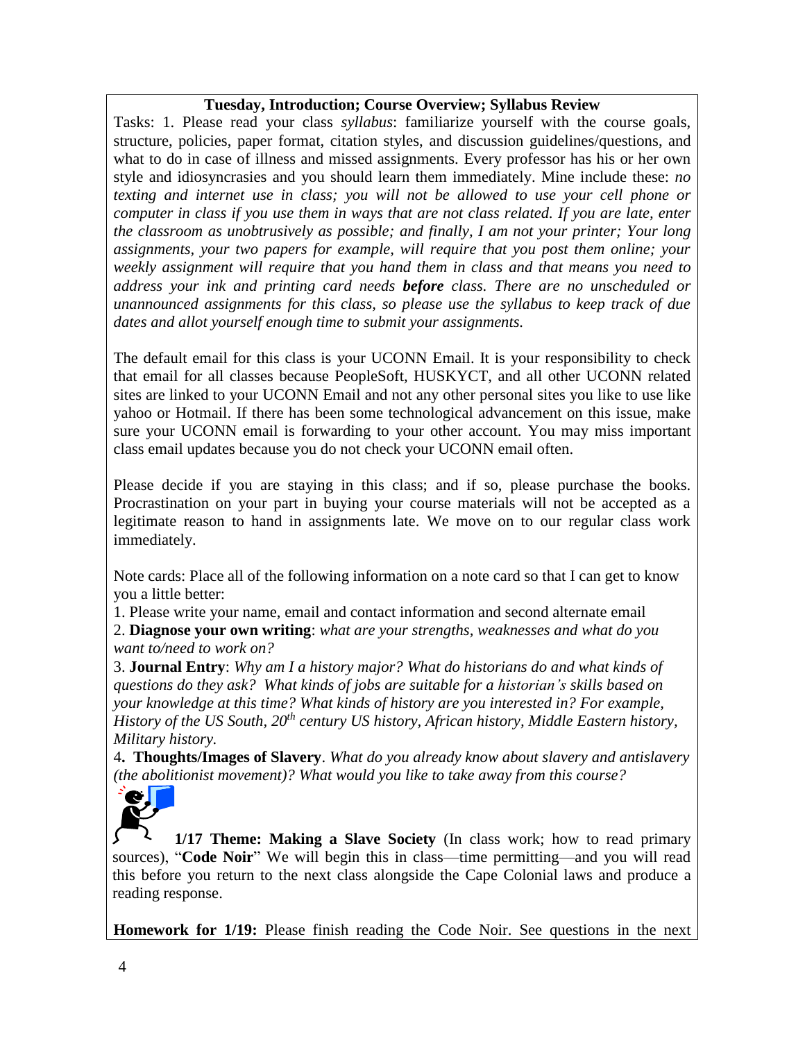**Tuesday, Introduction; Course Overview; Syllabus Review**

Tasks: 1. Please read your class *syllabus*: familiarize yourself with the course goals, structure, policies, paper format, citation styles, and discussion guidelines/questions, and what to do in case of illness and missed assignments. Every professor has his or her own style and idiosyncrasies and you should learn them immediately. Mine include these: *no texting and internet use in class; you will not be allowed to use your cell phone or computer in class if you use them in ways that are not class related. If you are late, enter the classroom as unobtrusively as possible; and finally, I am not your printer; Your long assignments, your two papers for example, will require that you post them online; your weekly assignment will require that you hand them in class and that means you need to address your ink and printing card needs* ***before*** *class. There are no unscheduled or unannounced assignments for this class, so please use the syllabus to keep track of due dates and allot yourself enough time to submit your assignments.*

The default email for this class is your UCONN Email. It is your responsibility to check that email for all classes because PeopleSoft, HUSKYCT, and all other UCONN related sites are linked to your UCONN Email and not any other personal sites you like to use like yahoo or Hotmail. If there has been some technological advancement on this issue, make sure your UCONN email is forwarding to your other account. You may miss important class email updates because you do not check your UCONN email often.

Please decide if you are staying in this class; and if so, please purchase the books. Procrastination on your part in buying your course materials will not be accepted as a legitimate reason to hand in assignments late. We move on to our regular class work immediately.

Note cards: Place all of the following information on a note card so that I can get to know you a little better:

1. Please write your name, email and contact information and second alternate email
2. **Diagnose your own writing**: *what are your strengths, weaknesses and what do you want to/need to work on?*
3. **Journal Entry**: *Why am I a history major? What do historians do and what kinds of questions do they ask? What kinds of jobs are suitable for a historian's skills based on your knowledge at this time? What kinds of history are you interested in? For example, History of the US South, 20th century US history, African history, Middle Eastern history, Military history.*
4. **Thoughts/Images of Slavery**. *What do you already know about slavery and antislavery (the abolitionist movement)? What would you like to take away from this course?*

**1/17 Theme: Making a Slave Society** (In class work; how to read primary sources), "**Code Noir**" We will begin this in class—time permitting—and you will read this before you return to the next class alongside the Cape Colonial laws and produce a reading response.

**Homework for 1/19:** Please finish reading the Code Noir. See questions in the next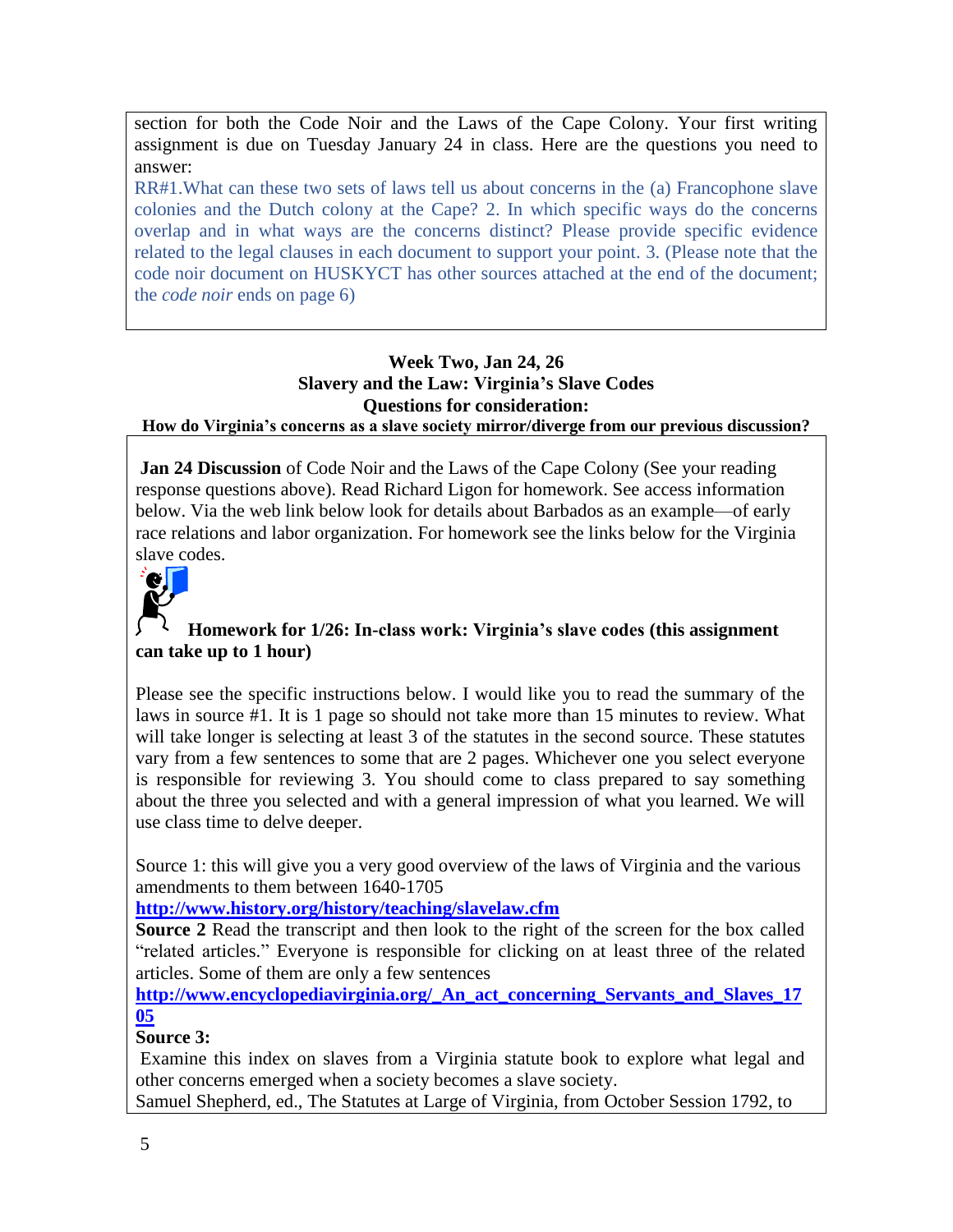section for both the Code Noir and the Laws of the Cape Colony. Your first writing assignment is due on Tuesday January 24 in class. Here are the questions you need to answer:

RR#1.What can these two sets of laws tell us about concerns in the (a) Francophone slave colonies and the Dutch colony at the Cape? 2. In which specific ways do the concerns overlap and in what ways are the concerns distinct? Please provide specific evidence related to the legal clauses in each document to support your point. 3. (Please note that the code noir document on HUSKYCT has other sources attached at the end of the document; the *code noir* ends on page 6)

## Week Two, Jan 24, 26
## Slavery and the Law: Virginia's Slave Codes
## Questions for consideration:
**How do Virginia's concerns as a slave society mirror/diverge from our previous discussion?**

**Jan 24 Discussion** of Code Noir and the Laws of the Cape Colony (See your reading response questions above). Read Richard Ligon for homework. See access information below. Via the web link below look for details about Barbados as an example—of early race relations and labor organization. For homework see the links below for the Virginia slave codes.

**Homework for 1/26: In-class work: Virginia's slave codes (this assignment can take up to 1 hour)**

Please see the specific instructions below. I would like you to read the summary of the laws in source #1. It is 1 page so should not take more than 15 minutes to review. What will take longer is selecting at least 3 of the statutes in the second source. These statutes vary from a few sentences to some that are 2 pages. Whichever one you select everyone is responsible for reviewing 3. You should come to class prepared to say something about the three you selected and with a general impression of what you learned. We will use class time to delve deeper.

Source 1: this will give you a very good overview of the laws of Virginia and the various amendments to them between 1640-1705
**http://www.history.org/history/teaching/slavelaw.cfm**

**Source 2** Read the transcript and then look to the right of the screen for the box called "related articles." Everyone is responsible for clicking on at least three of the related articles. Some of them are only a few sentences
**http://www.encyclopediavirginia.org/_An_act_concerning_Servants_and_Slaves_1705**

**Source 3:**
Examine this index on slaves from a Virginia statute book to explore what legal and other concerns emerged when a society becomes a slave society.
Samuel Shepherd, ed., The Statutes at Large of Virginia, from October Session 1792, to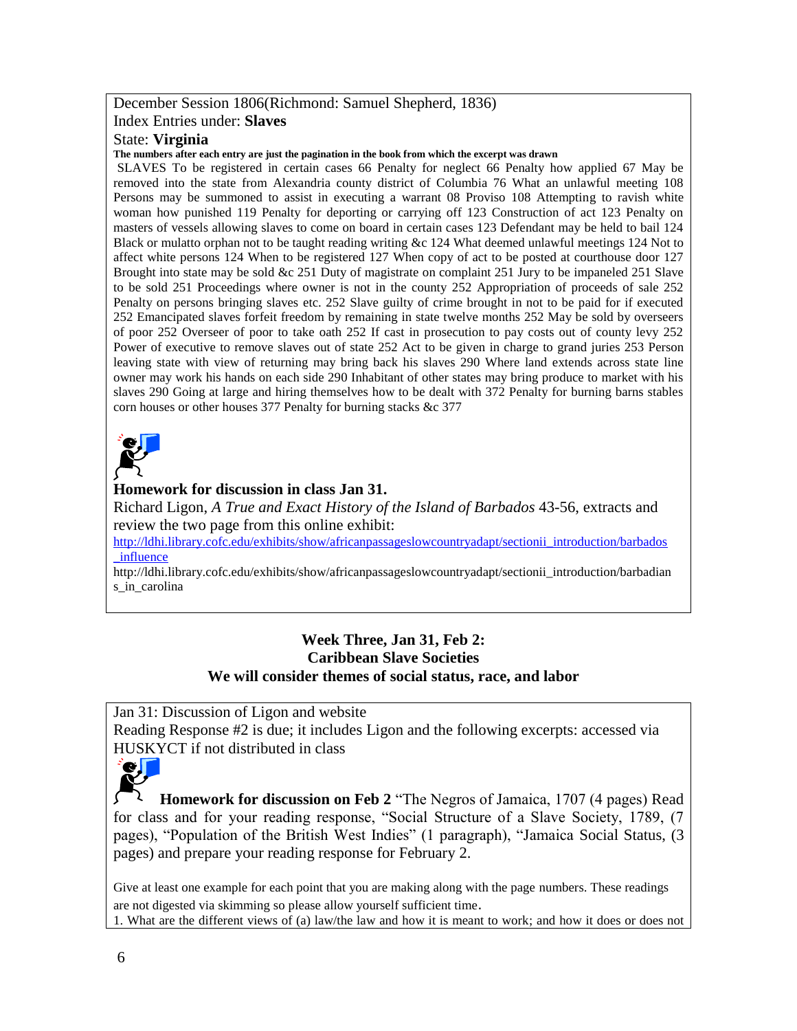December Session 1806(Richmond: Samuel Shepherd, 1836)
Index Entries under: **Slaves**
State: **Virginia**

**The numbers after each entry are just the pagination in the book from which the excerpt was drawn**

SLAVES To be registered in certain cases 66 Penalty for neglect 66 Penalty how applied 67 May be removed into the state from Alexandria county district of Columbia 76 What an unlawful meeting 108 Persons may be summoned to assist in executing a warrant 08 Proviso 108 Attempting to ravish white woman how punished 119 Penalty for deporting or carrying off 123 Construction of act 123 Penalty on masters of vessels allowing slaves to come on board in certain cases 123 Defendant may be held to bail 124 Black or mulatto orphan not to be taught reading writing &c 124 What deemed unlawful meetings 124 Not to affect white persons 124 When to be registered 127 When copy of act to be posted at courthouse door 127 Brought into state may be sold &c 251 Duty of magistrate on complaint 251 Jury to be impaneled 251 Slave to be sold 251 Proceedings where owner is not in the county 252 Appropriation of proceeds of sale 252 Penalty on persons bringing slaves etc. 252 Slave guilty of crime brought in not to be paid for if executed 252 Emancipated slaves forfeit freedom by remaining in state twelve months 252 May be sold by overseers of poor 252 Overseer of poor to take oath 252 If cast in prosecution to pay costs out of county levy 252 Power of executive to remove slaves out of state 252 Act to be given in charge to grand juries 253 Person leaving state with view of returning may bring back his slaves 290 Where land extends across state line owner may work his hands on each side 290 Inhabitant of other states may bring produce to market with his slaves 290 Going at large and hiring themselves how to be dealt with 372 Penalty for burning barns stables corn houses or other houses 377 Penalty for burning stacks &c 377

**Homework for discussion in class Jan 31.**

Richard Ligon, *A True and Exact History of the Island of Barbados* 43-56, extracts and review the two page from this online exhibit:

http://ldhi.library.cofc.edu/exhibits/show/africanpassageslowcountryadapt/sectionii_introduction/barbados_influence

http://ldhi.library.cofc.edu/exhibits/show/africanpassageslowcountryadapt/sectionii_introduction/barbadians_in_carolina

## Week Three, Jan 31, Feb 2: Caribbean Slave Societies

### We will consider themes of social status, race, and labor

Jan 31: Discussion of Ligon and website

Reading Response #2 is due; it includes Ligon and the following excerpts: accessed via HUSKYCT if not distributed in class

**Homework for discussion on Feb 2** "The Negros of Jamaica, 1707 (4 pages) Read for class and for your reading response, "Social Structure of a Slave Society, 1789, (7 pages), "Population of the British West Indies" (1 paragraph), "Jamaica Social Status, (3 pages) and prepare your reading response for February 2.

Give at least one example for each point that you are making along with the page numbers. These readings are not digested via skimming so please allow yourself sufficient time.

1. What are the different views of (a) law/the law and how it is meant to work; and how it does or does not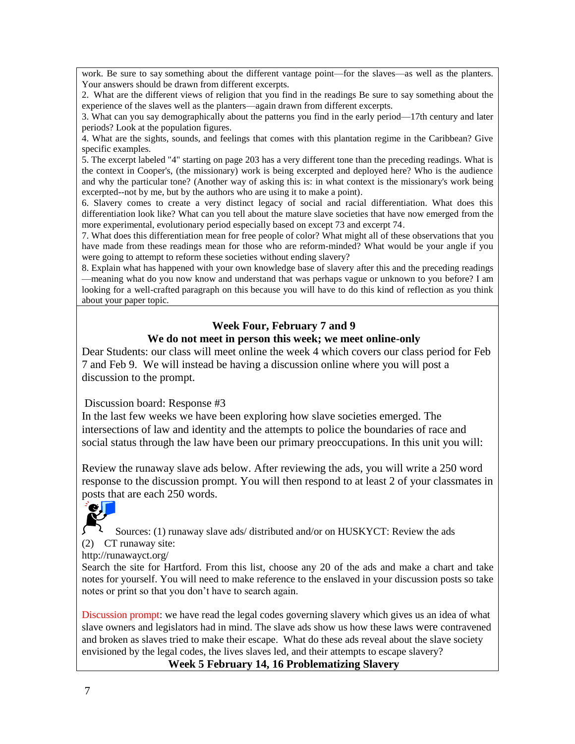work. Be sure to say something about the different vantage point—for the slaves—as well as the planters. Your answers should be drawn from different excerpts.

2. What are the different views of religion that you find in the readings Be sure to say something about the experience of the slaves well as the planters—again drawn from different excerpts.

3. What can you say demographically about the patterns you find in the early period—17th century and later periods? Look at the population figures.

4. What are the sights, sounds, and feelings that comes with this plantation regime in the Caribbean? Give specific examples.

5. The excerpt labeled "4" starting on page 203 has a very different tone than the preceding readings. What is the context in Cooper's, (the missionary) work is being excerpted and deployed here? Who is the audience and why the particular tone? (Another way of asking this is: in what context is the missionary's work being excerpted--not by me, but by the authors who are using it to make a point).

6. Slavery comes to create a very distinct legacy of social and racial differentiation. What does this differentiation look like? What can you tell about the mature slave societies that have now emerged from the more experimental, evolutionary period especially based on except 73 and excerpt 74.

7. What does this differentiation mean for free people of color? What might all of these observations that you have made from these readings mean for those who are reform-minded? What would be your angle if you were going to attempt to reform these societies without ending slavery?

8. Explain what has happened with your own knowledge base of slavery after this and the preceding readings—meaning what do you now know and understand that was perhaps vague or unknown to you before? I am looking for a well-crafted paragraph on this because you will have to do this kind of reflection as you think about your paper topic.

## Week Four, February 7 and 9

### We do not meet in person this week; we meet online-only

Dear Students: our class will meet online the week 4 which covers our class period for Feb 7 and Feb 9. We will instead be having a discussion online where you will post a discussion to the prompt.

Discussion board: Response #3

In the last few weeks we have been exploring how slave societies emerged. The intersections of law and identity and the attempts to police the boundaries of race and social status through the law have been our primary preoccupations. In this unit you will:

Review the runaway slave ads below. After reviewing the ads, you will write a 250 word response to the discussion prompt. You will then respond to at least 2 of your classmates in posts that are each 250 words.

Sources: (1) runaway slave ads/ distributed and/or on HUSKYCT: Review the ads

(2) CT runaway site:

http://runawayct.org/

Search the site for Hartford. From this list, choose any 20 of the ads and make a chart and take notes for yourself. You will need to make reference to the enslaved in your discussion posts so take notes or print so that you don't have to search again.

Discussion prompt: we have read the legal codes governing slavery which gives us an idea of what slave owners and legislators had in mind. The slave ads show us how these laws were contravened and broken as slaves tried to make their escape. What do these ads reveal about the slave society envisioned by the legal codes, the lives slaves led, and their attempts to escape slavery?

## Week 5 February 14, 16 Problematizing Slavery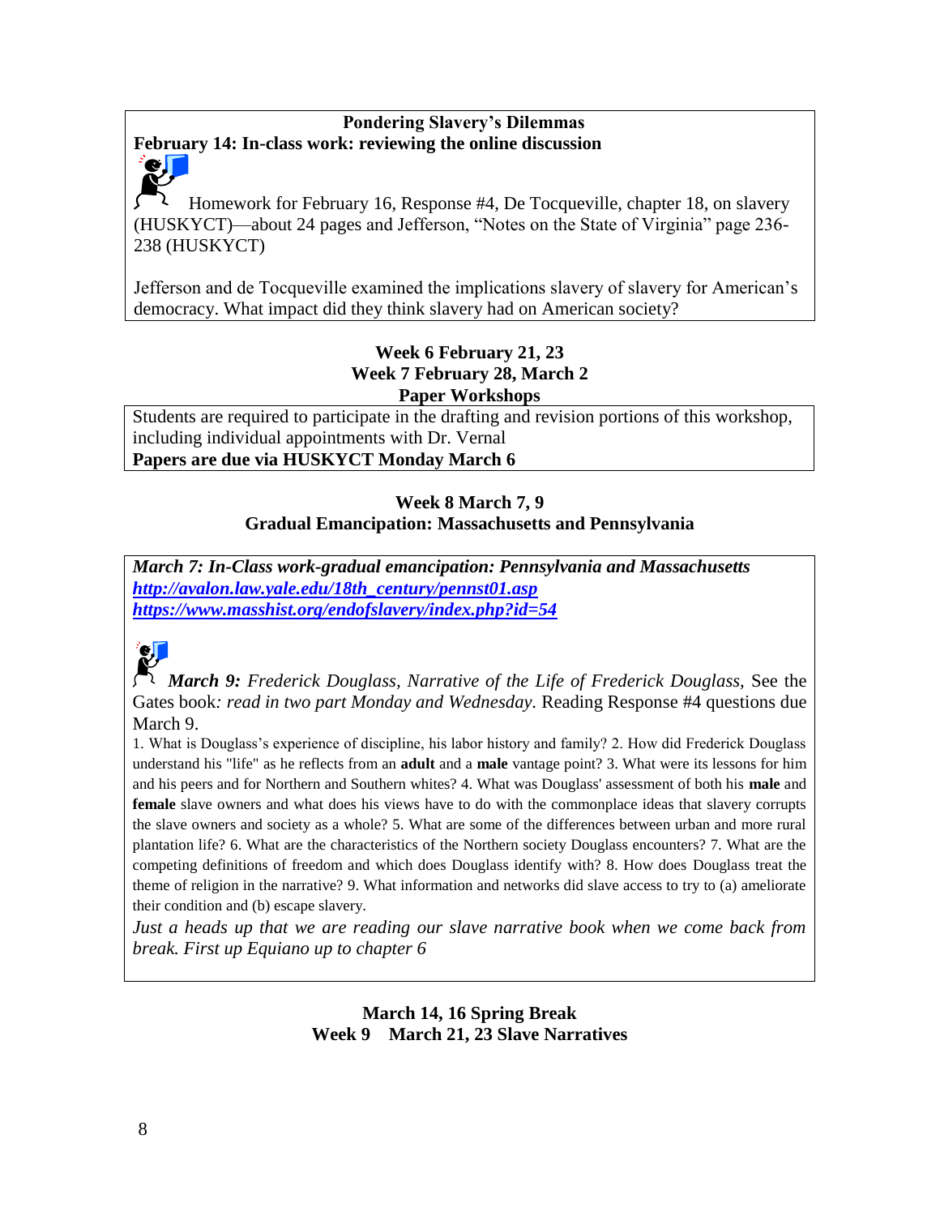**Pondering Slavery's Dilemmas**

**February 14: In-class work: reviewing the online discussion**

Homework for February 16, Response #4, De Tocqueville, chapter 18, on slavery (HUSKYCT)—about 24 pages and Jefferson, "Notes on the State of Virginia" page 236-238 (HUSKYCT)

Jefferson and de Tocqueville examined the implications slavery of slavery for American's democracy. What impact did they think slavery had on American society?

**Week 6 February 21, 23**
**Week 7 February 28, March 2**
**Paper Workshops**

Students are required to participate in the drafting and revision portions of this workshop, including individual appointments with Dr. Vernal

**Papers are due via HUSKYCT Monday March 6**

**Week 8 March 7, 9**
**Gradual Emancipation: Massachusetts and Pennsylvania**

***March 7: In-Class work-gradual emancipation: Pennsylvania and Massachusetts***
***http://avalon.law.yale.edu/18th_century/pennst01.asp***
***https://www.masshist.org/endofslavery/index.php?id=54***

***March 9:*** *Frederick Douglass, Narrative of the Life of Frederick Douglass,* See the Gates book*: read in two part Monday and Wednesday.* Reading Response #4 questions due March 9.

1. What is Douglass's experience of discipline, his labor history and family? 2. How did Frederick Douglass understand his "life" as he reflects from an **adult** and a **male** vantage point? 3. What were its lessons for him and his peers and for Northern and Southern whites? 4. What was Douglass' assessment of both his **male** and **female** slave owners and what does his views have to do with the commonplace ideas that slavery corrupts the slave owners and society as a whole? 5. What are some of the differences between urban and more rural plantation life? 6. What are the characteristics of the Northern society Douglass encounters? 7. What are the competing definitions of freedom and which does Douglass identify with? 8. How does Douglass treat the theme of religion in the narrative? 9. What information and networks did slave access to try to (a) ameliorate their condition and (b) escape slavery.

*Just a heads up that we are reading our slave narrative book when we come back from break. First up Equiano up to chapter 6*

**March 14, 16 Spring Break**
**Week 9 March 21, 23 Slave Narratives**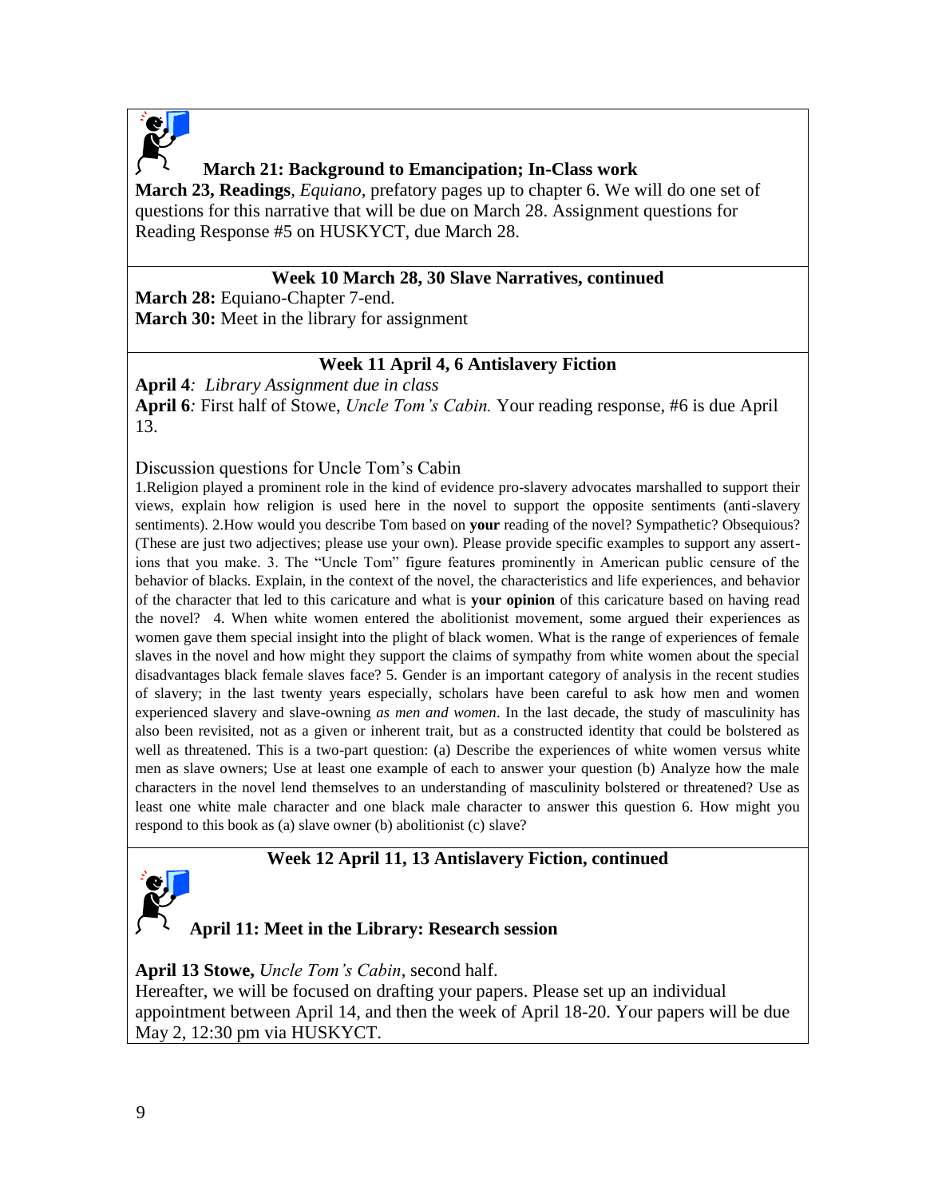**March 21: Background to Emancipation; In-Class work**

**March 23, Readings**, *Equiano*, prefatory pages up to chapter 6. We will do one set of questions for this narrative that will be due on March 28. Assignment questions for Reading Response #5 on HUSKYCT, due March 28.

**Week 10 March 28, 30 Slave Narratives, continued**

**March 28:** Equiano-Chapter 7-end.

**March 30:** Meet in the library for assignment

**Week 11 April 4, 6 Antislavery Fiction**

**April 4***: Library Assignment due in class*

**April 6***:* First half of Stowe, *Uncle Tom's Cabin.* Your reading response, #6 is due April 13.

Discussion questions for Uncle Tom's Cabin

1.Religion played a prominent role in the kind of evidence pro-slavery advocates marshalled to support their views, explain how religion is used here in the novel to support the opposite sentiments (anti-slavery sentiments). 2.How would you describe Tom based on **your** reading of the novel? Sympathetic? Obsequious? (These are just two adjectives; please use your own). Please provide specific examples to support any assert-ions that you make. 3. The "Uncle Tom" figure features prominently in American public censure of the behavior of blacks. Explain, in the context of the novel, the characteristics and life experiences, and behavior of the character that led to this caricature and what is **your opinion** of this caricature based on having read the novel? 4. When white women entered the abolitionist movement, some argued their experiences as women gave them special insight into the plight of black women. What is the range of experiences of female slaves in the novel and how might they support the claims of sympathy from white women about the special disadvantages black female slaves face? 5. Gender is an important category of analysis in the recent studies of slavery; in the last twenty years especially, scholars have been careful to ask how men and women experienced slavery and slave-owning *as men and women*. In the last decade, the study of masculinity has also been revisited, not as a given or inherent trait, but as a constructed identity that could be bolstered as well as threatened. This is a two-part question: (a) Describe the experiences of white women versus white men as slave owners; Use at least one example of each to answer your question (b) Analyze how the male characters in the novel lend themselves to an understanding of masculinity bolstered or threatened? Use as least one white male character and one black male character to answer this question 6. How might you respond to this book as (a) slave owner (b) abolitionist (c) slave?

**Week 12 April 11, 13 Antislavery Fiction, continued**

**April 11: Meet in the Library: Research session**

**April 13 Stowe,** *Uncle Tom's Cabin*, second half.

Hereafter, we will be focused on drafting your papers. Please set up an individual appointment between April 14, and then the week of April 18-20. Your papers will be due May 2, 12:30 pm via HUSKYCT.